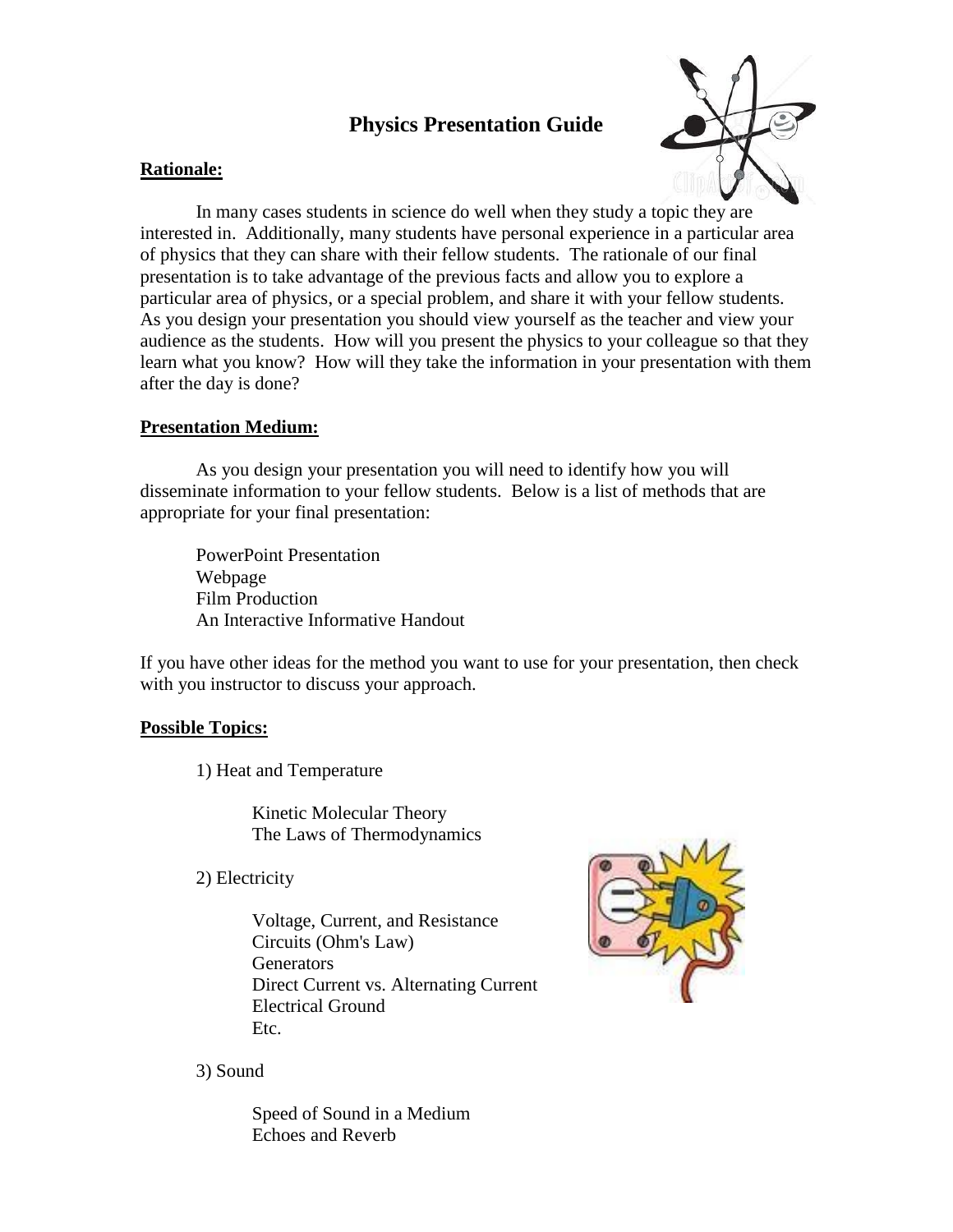# Physics Presentation Guide

## Rationale:

In many cases students in science do well when they study a topic they are interested in. Additionally, many students have personal experience in a particular area of physics that they can share with their fellow students. The rationale of our final presentation is to take advantage of the previous facts and allow you to explore a particular area of physics, or a special problem, and share it with your fellow students. As you design your presentation you should view yourself as the teacher and view your audience as the students. How will you present the physics to your colleague so that they learn what you know? How will they take the information in your presentation with them after the day is done?

## Presentation Medium:

As you design your presentation you will need to identify how you will disseminate information to your fellow students. Below is a list of methods that are appropriate for your final presentation:

- PowerPoint Presentation
- Webpage
- Film Production
- An Interactive Informative Handout

If you have other ideas for the method you want to use for your presentation, then check with you instructor to discuss your approach.

## Possible Topics:

1) Heat and Temperature
   - Kinetic Molecular Theory
   - The Laws of Thermodynamics

2) Electricity
   - Voltage, Current, and Resistance
   - Circuits (Ohm's Law)
   - Generators
   - Direct Current vs. Alternating Current
   - Electrical Ground
   - Etc.

3) Sound
   - Speed of Sound in a Medium
   - Echoes and Reverb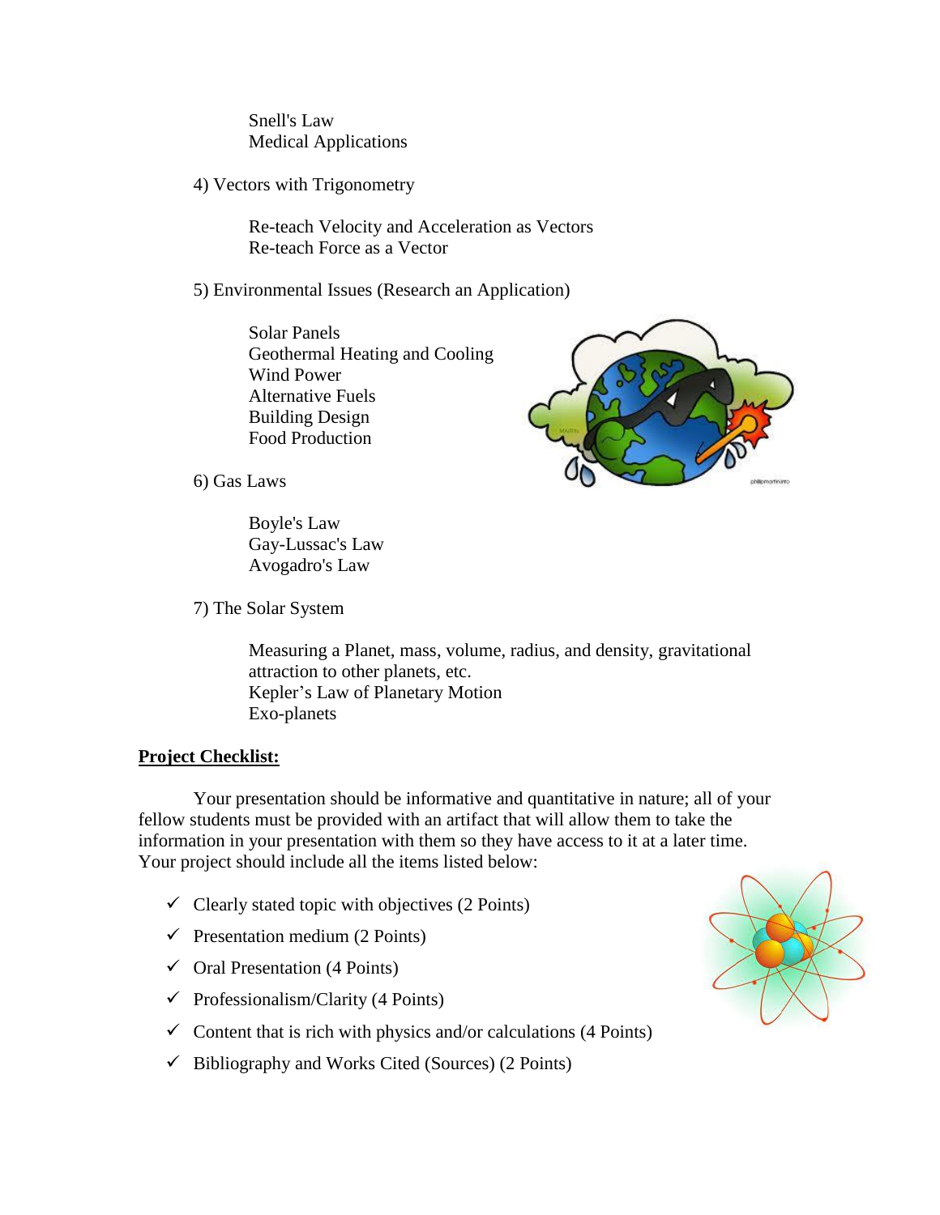Snell's Law
Medical Applications

4) Vectors with Trigonometry

Re-teach Velocity and Acceleration as Vectors
Re-teach Force as a Vector

5) Environmental Issues (Research an Application)

Solar Panels
Geothermal Heating and Cooling
Wind Power
Alternative Fuels
Building Design
Food Production

6) Gas Laws

Boyle's Law
Gay-Lussac's Law
Avogadro's Law

7) The Solar System

Measuring a Planet, mass, volume, radius, and density, gravitational attraction to other planets, etc.
Kepler's Law of Planetary Motion
Exo-planets

**Project Checklist:**

Your presentation should be informative and quantitative in nature; all of your fellow students must be provided with an artifact that will allow them to take the information in your presentation with them so they have access to it at a later time. Your project should include all the items listed below:

- ✓ Clearly stated topic with objectives (2 Points)
- ✓ Presentation medium (2 Points)
- ✓ Oral Presentation (4 Points)
- ✓ Professionalism/Clarity (4 Points)
- ✓ Content that is rich with physics and/or calculations (4 Points)
- ✓ Bibliography and Works Cited (Sources) (2 Points)